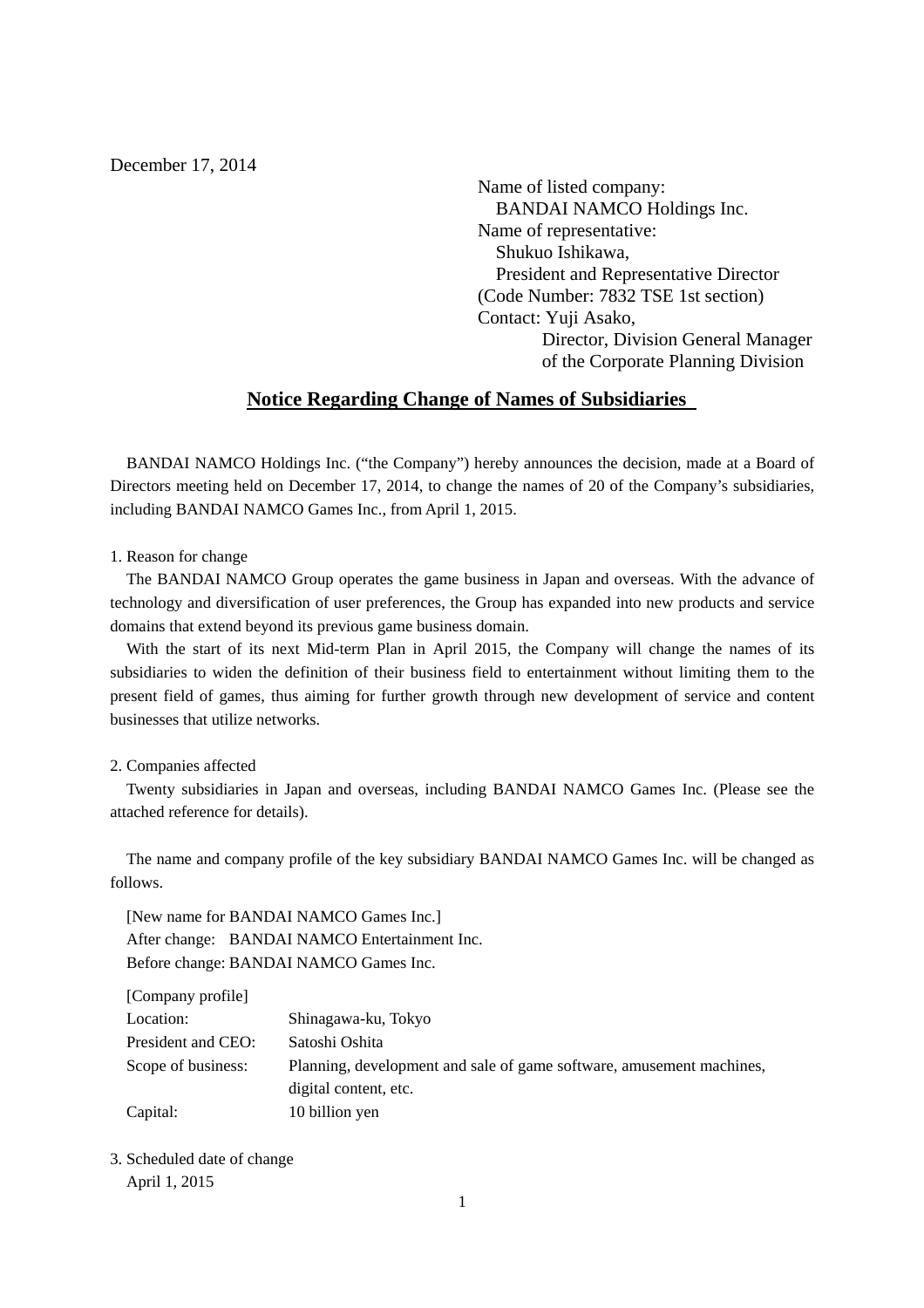December 17, 2014

Name of listed company:
BANDAI NAMCO Holdings Inc.
Name of representative:
Shukuo Ishikawa,
President and Representative Director
(Code Number: 7832 TSE 1st section)
Contact: Yuji Asako,
Director, Division General Manager
of the Corporate Planning Division

# Notice Regarding Change of Names of Subsidiaries

BANDAI NAMCO Holdings Inc. ("the Company") hereby announces the decision, made at a Board of Directors meeting held on December 17, 2014, to change the names of 20 of the Company's subsidiaries, including BANDAI NAMCO Games Inc., from April 1, 2015.

1. Reason for change

The BANDAI NAMCO Group operates the game business in Japan and overseas. With the advance of technology and diversification of user preferences, the Group has expanded into new products and service domains that extend beyond its previous game business domain.

With the start of its next Mid-term Plan in April 2015, the Company will change the names of its subsidiaries to widen the definition of their business field to entertainment without limiting them to the present field of games, thus aiming for further growth through new development of service and content businesses that utilize networks.

2. Companies affected

Twenty subsidiaries in Japan and overseas, including BANDAI NAMCO Games Inc. (Please see the attached reference for details).

The name and company profile of the key subsidiary BANDAI NAMCO Games Inc. will be changed as follows.

[New name for BANDAI NAMCO Games Inc.]
After change: BANDAI NAMCO Entertainment Inc.
Before change: BANDAI NAMCO Games Inc.

[Company profile]

| | |
|---|---|
| Location: | Shinagawa-ku, Tokyo |
| President and CEO: | Satoshi Oshita |
| Scope of business: | Planning, development and sale of game software, amusement machines, digital content, etc. |
| Capital: | 10 billion yen |

3. Scheduled date of change

April 1, 2015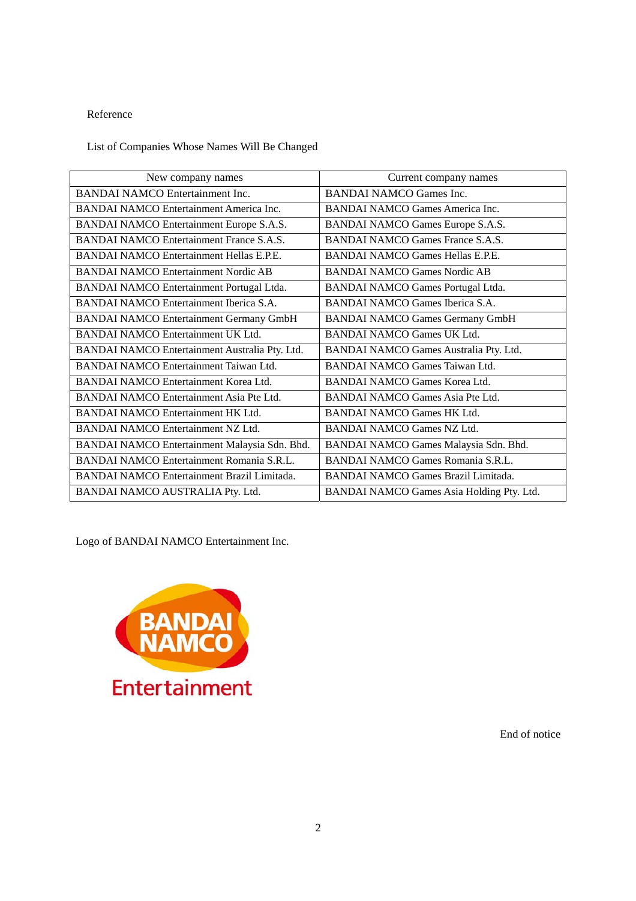Reference

List of Companies Whose Names Will Be Changed

| New company names | Current company names |
|---|---|
| BANDAI NAMCO Entertainment Inc. | BANDAI NAMCO Games Inc. |
| BANDAI NAMCO Entertainment America Inc. | BANDAI NAMCO Games America Inc. |
| BANDAI NAMCO Entertainment Europe S.A.S. | BANDAI NAMCO Games Europe S.A.S. |
| BANDAI NAMCO Entertainment France S.A.S. | BANDAI NAMCO Games France S.A.S. |
| BANDAI NAMCO Entertainment Hellas E.P.E. | BANDAI NAMCO Games Hellas E.P.E. |
| BANDAI NAMCO Entertainment Nordic AB | BANDAI NAMCO Games Nordic AB |
| BANDAI NAMCO Entertainment Portugal Ltda. | BANDAI NAMCO Games Portugal Ltda. |
| BANDAI NAMCO Entertainment Iberica S.A. | BANDAI NAMCO Games Iberica S.A. |
| BANDAI NAMCO Entertainment Germany GmbH | BANDAI NAMCO Games Germany GmbH |
| BANDAI NAMCO Entertainment UK Ltd. | BANDAI NAMCO Games UK Ltd. |
| BANDAI NAMCO Entertainment Australia Pty. Ltd. | BANDAI NAMCO Games Australia Pty. Ltd. |
| BANDAI NAMCO Entertainment Taiwan Ltd. | BANDAI NAMCO Games Taiwan Ltd. |
| BANDAI NAMCO Entertainment Korea Ltd. | BANDAI NAMCO Games Korea Ltd. |
| BANDAI NAMCO Entertainment Asia Pte Ltd. | BANDAI NAMCO Games Asia Pte Ltd. |
| BANDAI NAMCO Entertainment HK Ltd. | BANDAI NAMCO Games HK Ltd. |
| BANDAI NAMCO Entertainment NZ Ltd. | BANDAI NAMCO Games NZ Ltd. |
| BANDAI NAMCO Entertainment Malaysia Sdn. Bhd. | BANDAI NAMCO Games Malaysia Sdn. Bhd. |
| BANDAI NAMCO Entertainment Romania S.R.L. | BANDAI NAMCO Games Romania S.R.L. |
| BANDAI NAMCO Entertainment Brazil Limitada. | BANDAI NAMCO Games Brazil Limitada. |
| BANDAI NAMCO AUSTRALIA Pty. Ltd. | BANDAI NAMCO Games Asia Holding Pty. Ltd. |

Logo of BANDAI NAMCO Entertainment Inc.

BANDAI NAMCO
Entertainment

End of notice